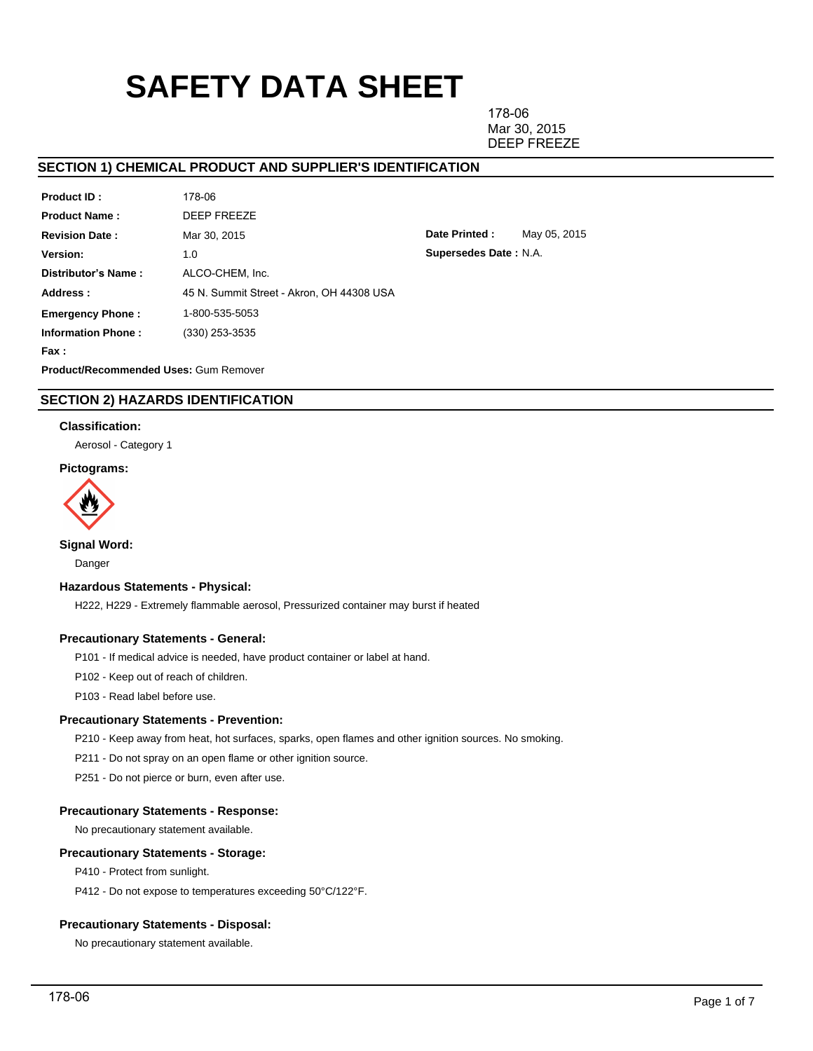# SAFETY DATA SHEET

178-06
Mar 30, 2015
DEEP FREEZE

## SECTION 1) CHEMICAL PRODUCT AND SUPPLIER'S IDENTIFICATION

**Product ID :** 178-06

**Product Name :** DEEP FREEZE

**Revision Date :** Mar 30, 2015

**Date Printed :** May 05, 2015

**Version:** 1.0

**Supersedes Date :** N.A.

**Distributor's Name :** ALCO-CHEM, Inc.

**Address :** 45 N. Summit Street - Akron, OH 44308 USA

**Emergency Phone :** 1-800-535-5053

**Information Phone :** (330) 253-3535

**Fax :**

**Product/Recommended Uses:** Gum Remover

## SECTION 2) HAZARDS IDENTIFICATION

### Classification:

Aerosol - Category 1

### Pictograms:

### Signal Word:

Danger

### Hazardous Statements - Physical:

H222, H229 - Extremely flammable aerosol, Pressurized container may burst if heated

### Precautionary Statements - General:

P101 - If medical advice is needed, have product container or label at hand.

P102 - Keep out of reach of children.

P103 - Read label before use.

### Precautionary Statements - Prevention:

P210 - Keep away from heat, hot surfaces, sparks, open flames and other ignition sources. No smoking.

P211 - Do not spray on an open flame or other ignition source.

P251 - Do not pierce or burn, even after use.

### Precautionary Statements - Response:

No precautionary statement available.

### Precautionary Statements - Storage:

P410 - Protect from sunlight.

P412 - Do not expose to temperatures exceeding 50°C/122°F.

### Precautionary Statements - Disposal:

No precautionary statement available.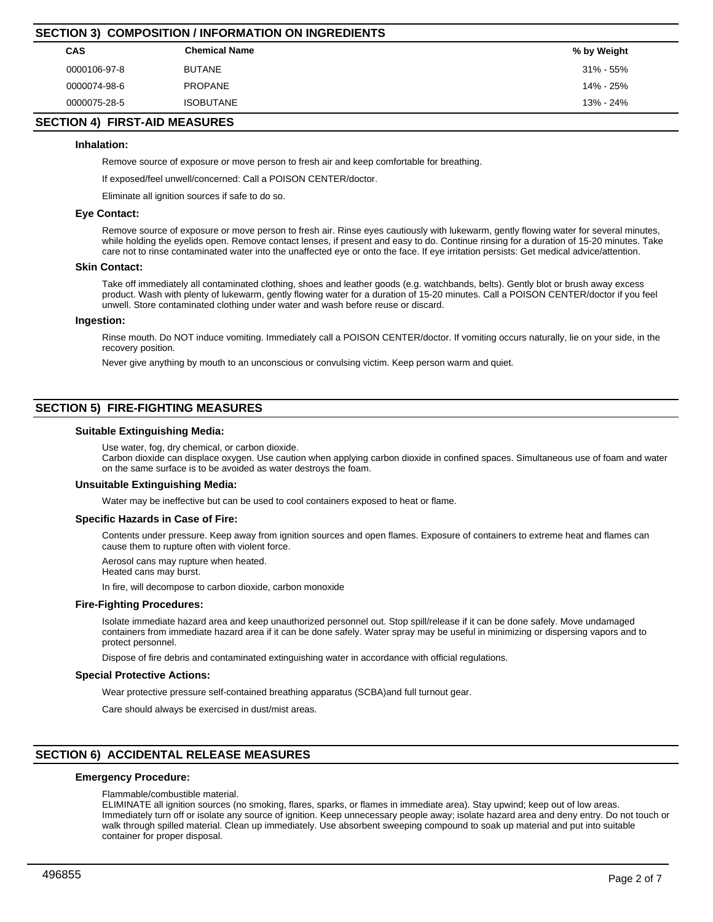## SECTION 3) COMPOSITION / INFORMATION ON INGREDIENTS

| CAS | Chemical Name | % by Weight |
|---|---|---|
| 0000106-97-8 | BUTANE | 31% - 55% |
| 0000074-98-6 | PROPANE | 14% - 25% |
| 0000075-28-5 | ISOBUTANE | 13% - 24% |

## SECTION 4) FIRST-AID MEASURES

### Inhalation:

Remove source of exposure or move person to fresh air and keep comfortable for breathing.

If exposed/feel unwell/concerned: Call a POISON CENTER/doctor.

Eliminate all ignition sources if safe to do so.

### Eye Contact:

Remove source of exposure or move person to fresh air. Rinse eyes cautiously with lukewarm, gently flowing water for several minutes, while holding the eyelids open. Remove contact lenses, if present and easy to do. Continue rinsing for a duration of 15-20 minutes. Take care not to rinse contaminated water into the unaffected eye or onto the face. If eye irritation persists: Get medical advice/attention.

### Skin Contact:

Take off immediately all contaminated clothing, shoes and leather goods (e.g. watchbands, belts). Gently blot or brush away excess product. Wash with plenty of lukewarm, gently flowing water for a duration of 15-20 minutes. Call a POISON CENTER/doctor if you feel unwell. Store contaminated clothing under water and wash before reuse or discard.

### Ingestion:

Rinse mouth. Do NOT induce vomiting. Immediately call a POISON CENTER/doctor. If vomiting occurs naturally, lie on your side, in the recovery position.

Never give anything by mouth to an unconscious or convulsing victim. Keep person warm and quiet.

## SECTION 5) FIRE-FIGHTING MEASURES

### Suitable Extinguishing Media:

Use water, fog, dry chemical, or carbon dioxide.
Carbon dioxide can displace oxygen. Use caution when applying carbon dioxide in confined spaces. Simultaneous use of foam and water on the same surface is to be avoided as water destroys the foam.

### Unsuitable Extinguishing Media:

Water may be ineffective but can be used to cool containers exposed to heat or flame.

### Specific Hazards in Case of Fire:

Contents under pressure. Keep away from ignition sources and open flames. Exposure of containers to extreme heat and flames can cause them to rupture often with violent force.

Aerosol cans may rupture when heated.
Heated cans may burst.

In fire, will decompose to carbon dioxide, carbon monoxide

### Fire-Fighting Procedures:

Isolate immediate hazard area and keep unauthorized personnel out. Stop spill/release if it can be done safely. Move undamaged containers from immediate hazard area if it can be done safely. Water spray may be useful in minimizing or dispersing vapors and to protect personnel.

Dispose of fire debris and contaminated extinguishing water in accordance with official regulations.

### Special Protective Actions:

Wear protective pressure self-contained breathing apparatus (SCBA)and full turnout gear.

Care should always be exercised in dust/mist areas.

## SECTION 6) ACCIDENTAL RELEASE MEASURES

### Emergency Procedure:

Flammable/combustible material.
ELIMINATE all ignition sources (no smoking, flares, sparks, or flames in immediate area). Stay upwind; keep out of low areas. Immediately turn off or isolate any source of ignition. Keep unnecessary people away; isolate hazard area and deny entry. Do not touch or walk through spilled material. Clean up immediately. Use absorbent sweeping compound to soak up material and put into suitable container for proper disposal.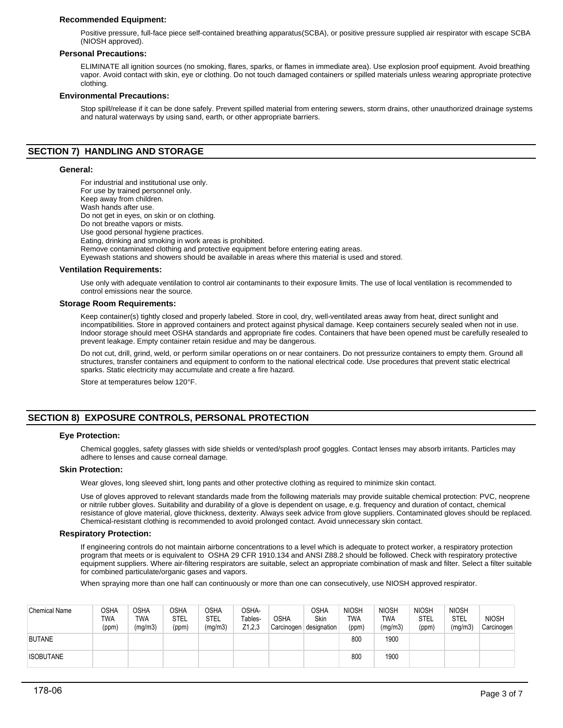### Recommended Equipment:

Positive pressure, full-face piece self-contained breathing apparatus(SCBA), or positive pressure supplied air respirator with escape SCBA (NIOSH approved).

### Personal Precautions:

ELIMINATE all ignition sources (no smoking, flares, sparks, or flames in immediate area). Use explosion proof equipment. Avoid breathing vapor. Avoid contact with skin, eye or clothing. Do not touch damaged containers or spilled materials unless wearing appropriate protective clothing.

### Environmental Precautions:

Stop spill/release if it can be done safely. Prevent spilled material from entering sewers, storm drains, other unauthorized drainage systems and natural waterways by using sand, earth, or other appropriate barriers.

## SECTION 7) HANDLING AND STORAGE

### General:

For industrial and institutional use only.
For use by trained personnel only.
Keep away from children.
Wash hands after use.
Do not get in eyes, on skin or on clothing.
Do not breathe vapors or mists.
Use good personal hygiene practices.
Eating, drinking and smoking in work areas is prohibited.
Remove contaminated clothing and protective equipment before entering eating areas.
Eyewash stations and showers should be available in areas where this material is used and stored.

### Ventilation Requirements:

Use only with adequate ventilation to control air contaminants to their exposure limits. The use of local ventilation is recommended to control emissions near the source.

### Storage Room Requirements:

Keep container(s) tightly closed and properly labeled. Store in cool, dry, well-ventilated areas away from heat, direct sunlight and incompatibilities. Store in approved containers and protect against physical damage. Keep containers securely sealed when not in use. Indoor storage should meet OSHA standards and appropriate fire codes. Containers that have been opened must be carefully resealed to prevent leakage. Empty container retain residue and may be dangerous.

Do not cut, drill, grind, weld, or perform similar operations on or near containers. Do not pressurize containers to empty them. Ground all structures, transfer containers and equipment to conform to the national electrical code. Use procedures that prevent static electrical sparks. Static electricity may accumulate and create a fire hazard.

Store at temperatures below 120°F.

## SECTION 8) EXPOSURE CONTROLS, PERSONAL PROTECTION

### Eye Protection:

Chemical goggles, safety glasses with side shields or vented/splash proof goggles. Contact lenses may absorb irritants. Particles may adhere to lenses and cause corneal damage.

### Skin Protection:

Wear gloves, long sleeved shirt, long pants and other protective clothing as required to minimize skin contact.

Use of gloves approved to relevant standards made from the following materials may provide suitable chemical protection: PVC, neoprene or nitrile rubber gloves. Suitability and durability of a glove is dependent on usage, e.g. frequency and duration of contact, chemical resistance of glove material, glove thickness, dexterity. Always seek advice from glove suppliers. Contaminated gloves should be replaced. Chemical-resistant clothing is recommended to avoid prolonged contact. Avoid unnecessary skin contact.

### Respiratory Protection:

If engineering controls do not maintain airborne concentrations to a level which is adequate to protect worker, a respiratory protection program that meets or is equivalent to OSHA 29 CFR 1910.134 and ANSI Z88.2 should be followed. Check with respiratory protective equipment suppliers. Where air-filtering respirators are suitable, select an appropriate combination of mask and filter. Select a filter suitable for combined particulate/organic gases and vapors.

When spraying more than one half can continuously or more than one can consecutively, use NIOSH approved respirator.

| Chemical Name | OSHA TWA (ppm) | OSHA TWA (mg/m3) | OSHA STEL (ppm) | OSHA STEL (mg/m3) | OSHA- Tables- Z1,2,3 | OSHA Carcinogen | OSHA Skin designation | NIOSH TWA (ppm) | NIOSH TWA (mg/m3) | NIOSH STEL (ppm) | NIOSH STEL (mg/m3) | NIOSH Carcinogen |
|---|---|---|---|---|---|---|---|---|---|---|---|---|
| BUTANE | | | | | | | | 800 | 1900 | | | |
| ISOBUTANE | | | | | | | | 800 | 1900 | | | |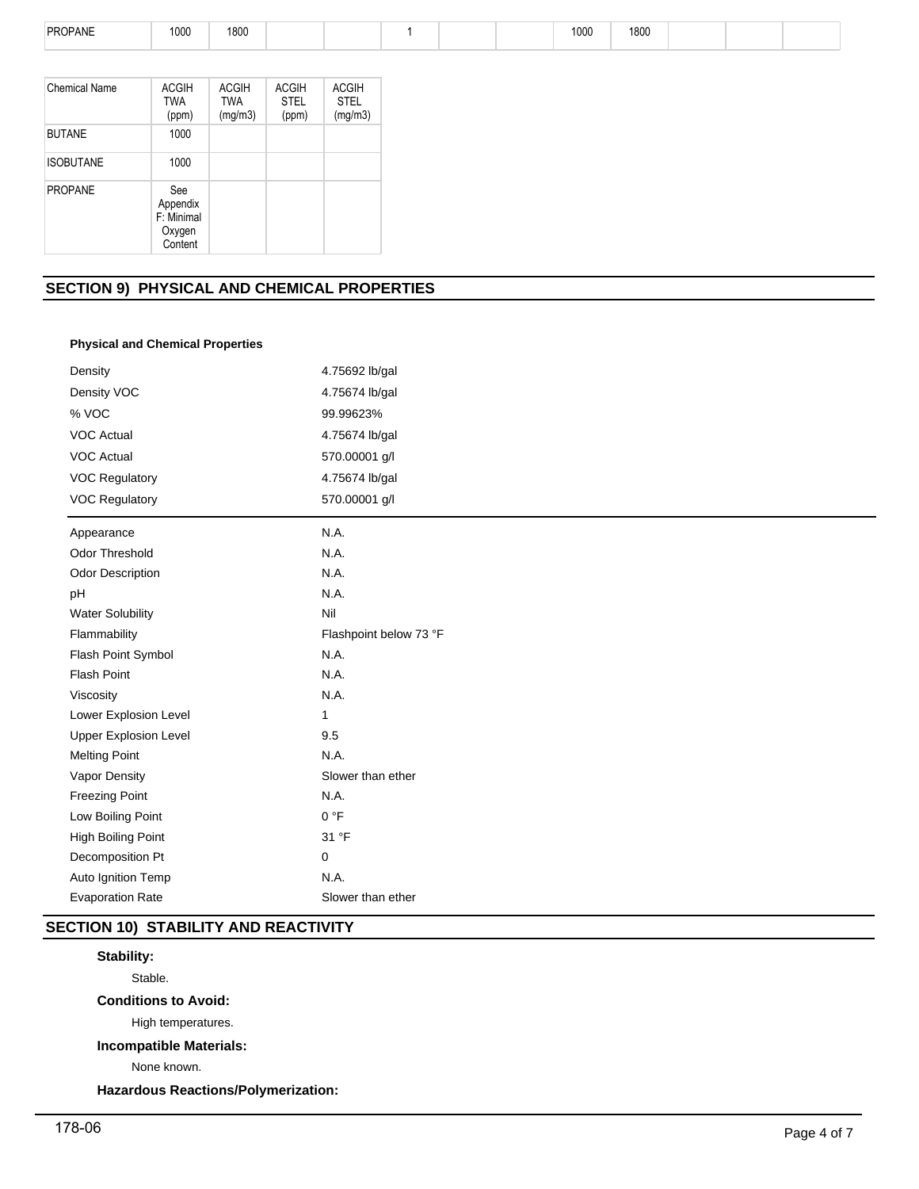| PROPANE | 1000 | 1800 | | | 1 | | | 1000 | 1800 | | | |
|---|---|---|---|---|---|---|---|---|---|---|---|---|

| Chemical Name | ACGIH TWA (ppm) | ACGIH TWA (mg/m3) | ACGIH STEL (ppm) | ACGIH STEL (mg/m3) |
|---|---|---|---|---|
| BUTANE | 1000 | | | |
| ISOBUTANE | 1000 | | | |
| PROPANE | See Appendix F: Minimal Oxygen Content | | | |

## SECTION 9) PHYSICAL AND CHEMICAL PROPERTIES

**Physical and Chemical Properties**

| | |
|---|---|
| Density | 4.75692 lb/gal |
| Density VOC | 4.75674 lb/gal |
| % VOC | 99.99623% |
| VOC Actual | 4.75674 lb/gal |
| VOC Actual | 570.00001 g/l |
| VOC Regulatory | 4.75674 lb/gal |
| VOC Regulatory | 570.00001 g/l |

| | |
|---|---|
| Appearance | N.A. |
| Odor Threshold | N.A. |
| Odor Description | N.A. |
| pH | N.A. |
| Water Solubility | Nil |
| Flammability | Flashpoint below 73 °F |
| Flash Point Symbol | N.A. |
| Flash Point | N.A. |
| Viscosity | N.A. |
| Lower Explosion Level | 1 |
| Upper Explosion Level | 9.5 |
| Melting Point | N.A. |
| Vapor Density | Slower than ether |
| Freezing Point | N.A. |
| Low Boiling Point | 0 °F |
| High Boiling Point | 31 °F |
| Decomposition Pt | 0 |
| Auto Ignition Temp | N.A. |
| Evaporation Rate | Slower than ether |

## SECTION 10) STABILITY AND REACTIVITY

**Stability:**

Stable.

**Conditions to Avoid:**

High temperatures.

**Incompatible Materials:**

None known.

**Hazardous Reactions/Polymerization:**

178-06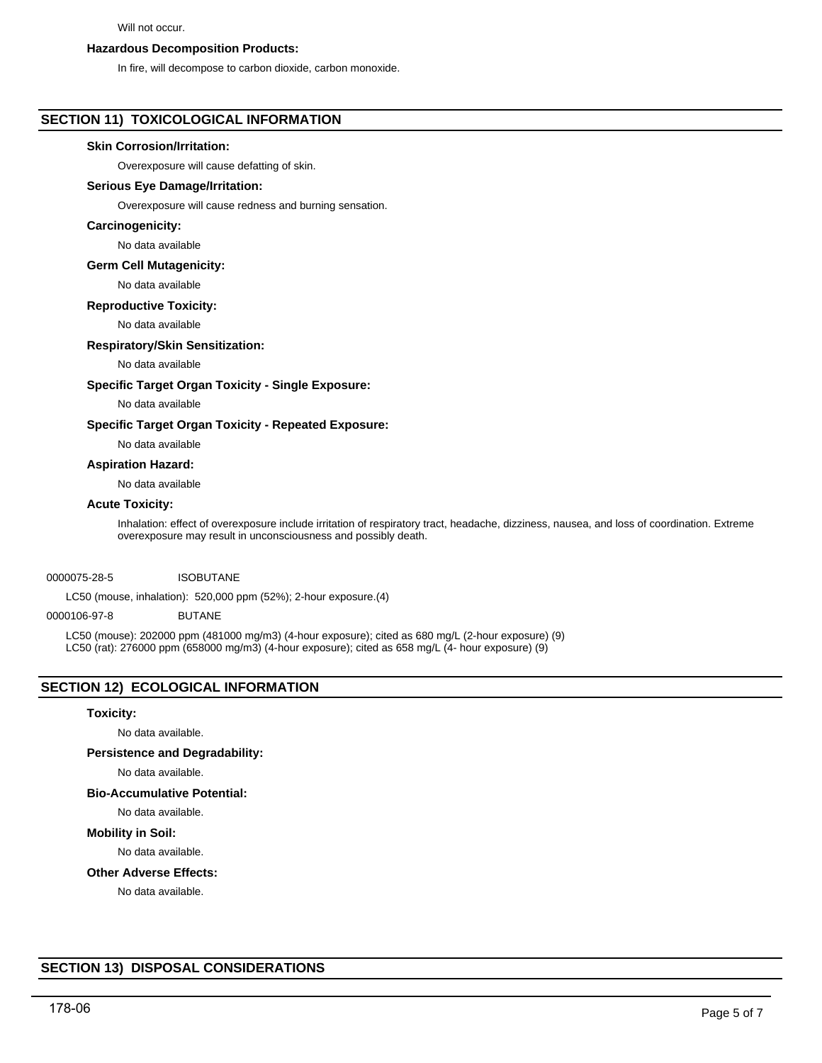Will not occur.

**Hazardous Decomposition Products:**

In fire, will decompose to carbon dioxide, carbon monoxide.

## SECTION 11) TOXICOLOGICAL INFORMATION

**Skin Corrosion/Irritation:**

Overexposure will cause defatting of skin.

**Serious Eye Damage/Irritation:**

Overexposure will cause redness and burning sensation.

**Carcinogenicity:**

No data available

**Germ Cell Mutagenicity:**

No data available

**Reproductive Toxicity:**

No data available

**Respiratory/Skin Sensitization:**

No data available

**Specific Target Organ Toxicity - Single Exposure:**

No data available

**Specific Target Organ Toxicity - Repeated Exposure:**

No data available

**Aspiration Hazard:**

No data available

**Acute Toxicity:**

Inhalation: effect of overexposure include irritation of respiratory tract, headache, dizziness, nausea, and loss of coordination. Extreme overexposure may result in unconsciousness and possibly death.

0000075-28-5 ISOBUTANE

LC50 (mouse, inhalation): 520,000 ppm (52%); 2-hour exposure.(4)

0000106-97-8 BUTANE

LC50 (mouse): 202000 ppm (481000 mg/m3) (4-hour exposure); cited as 680 mg/L (2-hour exposure) (9)
LC50 (rat): 276000 ppm (658000 mg/m3) (4-hour exposure); cited as 658 mg/L (4- hour exposure) (9)

## SECTION 12) ECOLOGICAL INFORMATION

**Toxicity:**

No data available.

**Persistence and Degradability:**

No data available.

**Bio-Accumulative Potential:**

No data available.

**Mobility in Soil:**

No data available.

**Other Adverse Effects:**

No data available.

## SECTION 13) DISPOSAL CONSIDERATIONS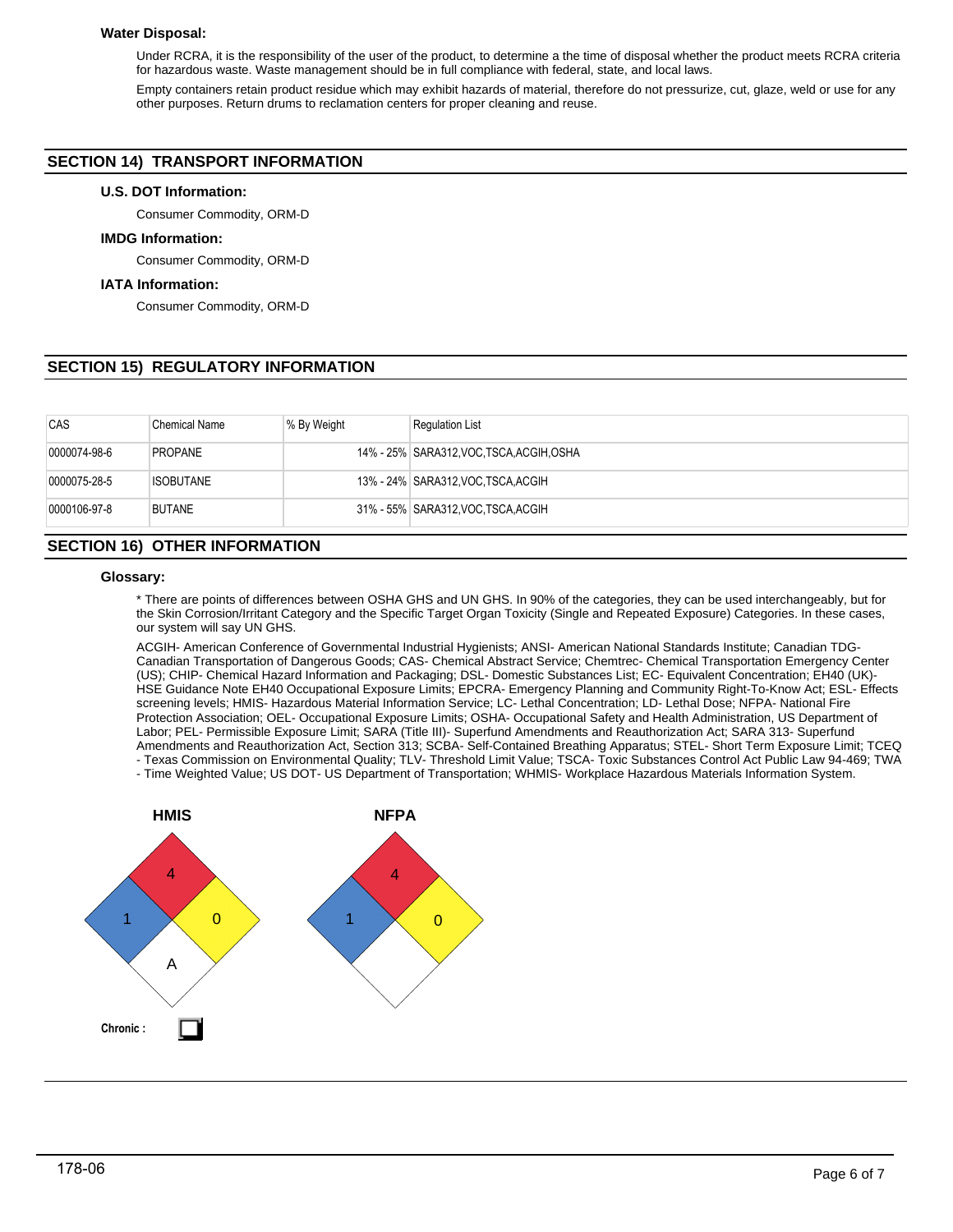**Water Disposal:**

Under RCRA, it is the responsibility of the user of the product, to determine a the time of disposal whether the product meets RCRA criteria for hazardous waste. Waste management should be in full compliance with federal, state, and local laws.

Empty containers retain product residue which may exhibit hazards of material, therefore do not pressurize, cut, glaze, weld or use for any other purposes. Return drums to reclamation centers for proper cleaning and reuse.

## SECTION 14) TRANSPORT INFORMATION

**U.S. DOT Information:**

Consumer Commodity, ORM-D

**IMDG Information:**

Consumer Commodity, ORM-D

**IATA Information:**

Consumer Commodity, ORM-D

## SECTION 15) REGULATORY INFORMATION

| CAS | Chemical Name | % By Weight | Regulation List |
|---|---|---|---|
| 0000074-98-6 | PROPANE | 14% - 25% | SARA312,VOC,TSCA,ACGIH,OSHA |
| 0000075-28-5 | ISOBUTANE | 13% - 24% | SARA312,VOC,TSCA,ACGIH |
| 0000106-97-8 | BUTANE | 31% - 55% | SARA312,VOC,TSCA,ACGIH |

## SECTION 16) OTHER INFORMATION

**Glossary:**

* There are points of differences between OSHA GHS and UN GHS. In 90% of the categories, they can be used interchangeably, but for the Skin Corrosion/Irritant Category and the Specific Target Organ Toxicity (Single and Repeated Exposure) Categories. In these cases, our system will say UN GHS.

ACGIH- American Conference of Governmental Industrial Hygienists; ANSI- American National Standards Institute; Canadian TDG- Canadian Transportation of Dangerous Goods; CAS- Chemical Abstract Service; Chemtrec- Chemical Transportation Emergency Center (US); CHIP- Chemical Hazard Information and Packaging; DSL- Domestic Substances List; EC- Equivalent Concentration; EH40 (UK)- HSE Guidance Note EH40 Occupational Exposure Limits; EPCRA- Emergency Planning and Community Right-To-Know Act; ESL- Effects screening levels; HMIS- Hazardous Material Information Service; LC- Lethal Concentration; LD- Lethal Dose; NFPA- National Fire Protection Association; OEL- Occupational Exposure Limits; OSHA- Occupational Safety and Health Administration, US Department of Labor; PEL- Permissible Exposure Limit; SARA (Title III)- Superfund Amendments and Reauthorization Act; SARA 313- Superfund Amendments and Reauthorization Act, Section 313; SCBA- Self-Contained Breathing Apparatus; STEL- Short Term Exposure Limit; TCEQ - Texas Commission on Environmental Quality; TLV- Threshold Limit Value; TSCA- Toxic Substances Control Act Public Law 94-469; TWA - Time Weighted Value; US DOT- US Department of Transportation; WHMIS- Workplace Hazardous Materials Information System.

**HMIS**

| Health | Flammability | Reactivity | Special |
|---|---|---|---|
| 1 | 4 | 0 | A |

Chronic : ☐

**NFPA**

| Health | Flammability | Reactivity | Special |
|---|---|---|---|
| 1 | 4 | 0 | |

178-06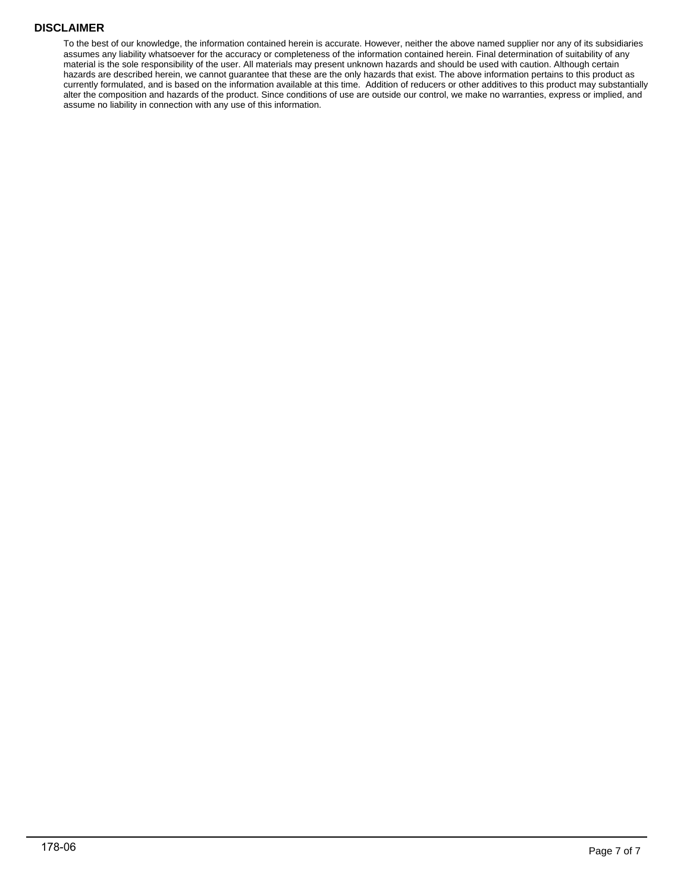## DISCLAIMER

To the best of our knowledge, the information contained herein is accurate. However, neither the above named supplier nor any of its subsidiaries assumes any liability whatsoever for the accuracy or completeness of the information contained herein. Final determination of suitability of any material is the sole responsibility of the user. All materials may present unknown hazards and should be used with caution. Although certain hazards are described herein, we cannot guarantee that these are the only hazards that exist. The above information pertains to this product as currently formulated, and is based on the information available at this time. Addition of reducers or other additives to this product may substantially alter the composition and hazards of the product. Since conditions of use are outside our control, we make no warranties, express or implied, and assume no liability in connection with any use of this information.